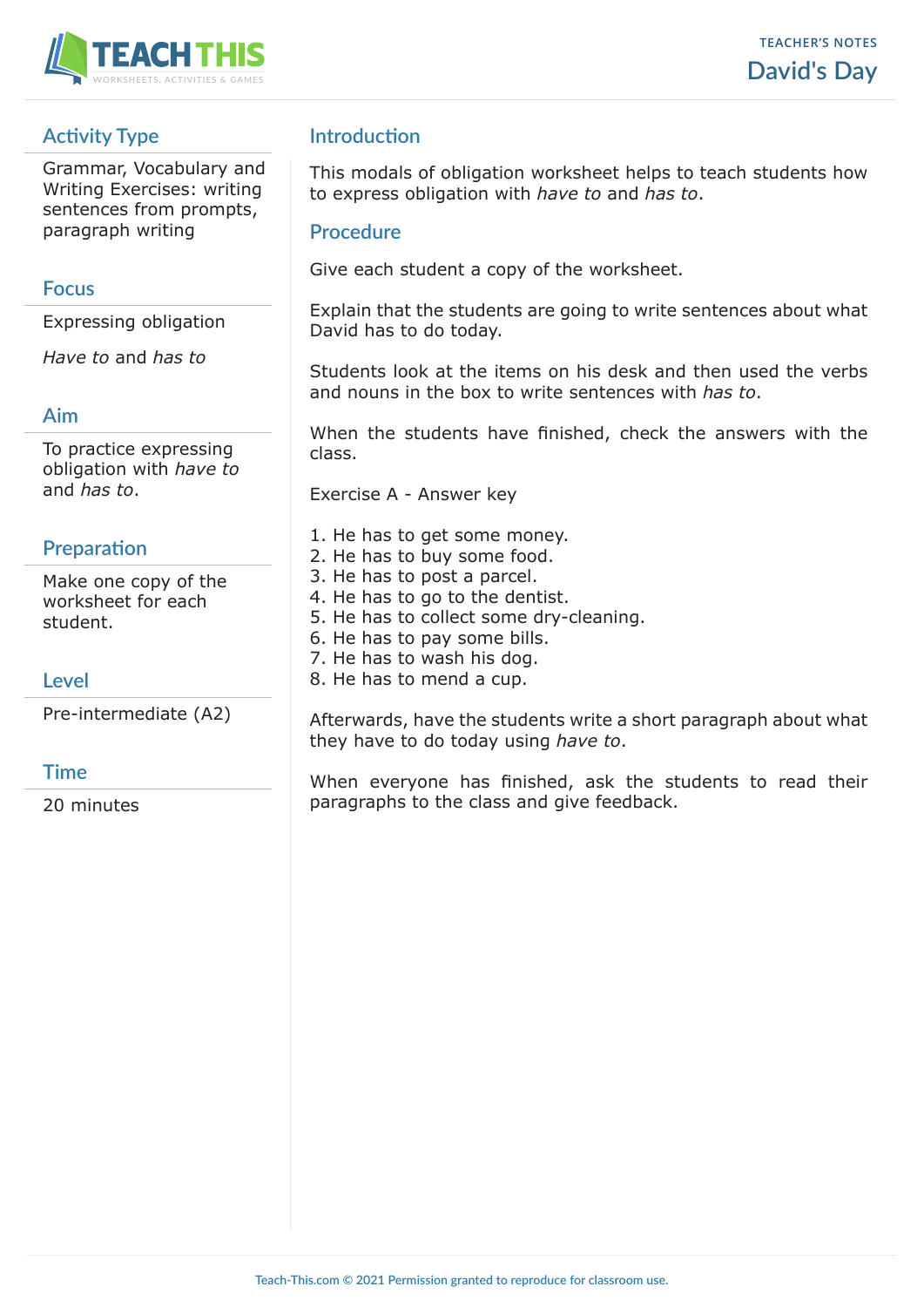TEACHER'S NOTES

# David's Day

## Activity Type

Grammar, Vocabulary and Writing Exercises: writing sentences from prompts, paragraph writing

## Focus

Expressing obligation

*Have to* and *has to*

## Aim

To practice expressing obligation with *have to* and *has to*.

## Preparation

Make one copy of the worksheet for each student.

## Level

Pre-intermediate (A2)

## Time

20 minutes

## Introduction

This modals of obligation worksheet helps to teach students how to express obligation with *have to* and *has to*.

## Procedure

Give each student a copy of the worksheet.

Explain that the students are going to write sentences about what David has to do today.

Students look at the items on his desk and then used the verbs and nouns in the box to write sentences with *has to*.

When the students have finished, check the answers with the class.

Exercise A - Answer key

1. He has to get some money.
2. He has to buy some food.
3. He has to post a parcel.
4. He has to go to the dentist.
5. He has to collect some dry-cleaning.
6. He has to pay some bills.
7. He has to wash his dog.
8. He has to mend a cup.

Afterwards, have the students write a short paragraph about what they have to do today using *have to*.

When everyone has finished, ask the students to read their paragraphs to the class and give feedback.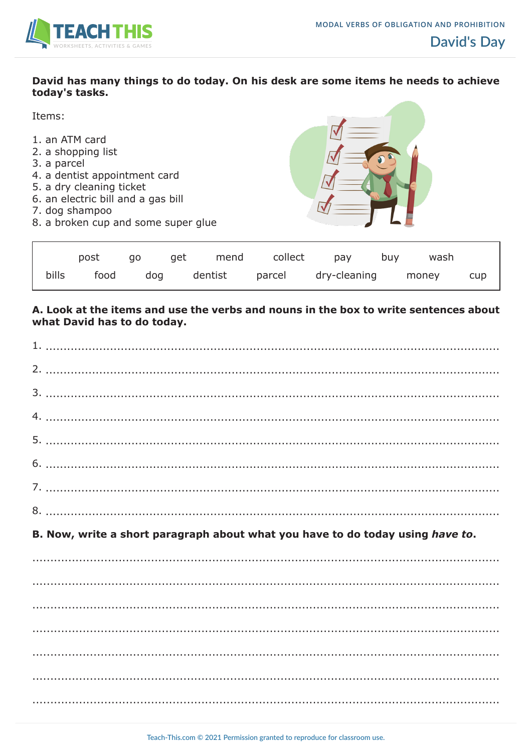## MODAL VERBS OF OBLIGATION AND PROHIBITION

# David's Day

**David has many things to do today. On his desk are some items he needs to achieve today's tasks.**

Items:

1. an ATM card
2. a shopping list
3. a parcel
4. a dentist appointment card
5. a dry cleaning ticket
6. an electric bill and a gas bill
7. dog shampoo
8. a broken cup and some super glue

| | | | | | | | | |
|---|---|---|---|---|---|---|---|---|
| | post | go | get | mend | collect | pay | buy | wash |
| bills | food | dog | dentist | parcel | dry-cleaning | money | cup | |

**A. Look at the items and use the verbs and nouns in the box to write sentences about what David has to do today.**

1. ..........................................................................................................................

2. ..........................................................................................................................

3. ..........................................................................................................................

4. ..........................................................................................................................

5. ..........................................................................................................................

6. ..........................................................................................................................

7. ..........................................................................................................................

8. ..........................................................................................................................

**B. Now, write a short paragraph about what you have to do today using *have to*.**

..............................................................................................................................

..............................................................................................................................

..............................................................................................................................

..............................................................................................................................

..............................................................................................................................

..............................................................................................................................

..............................................................................................................................